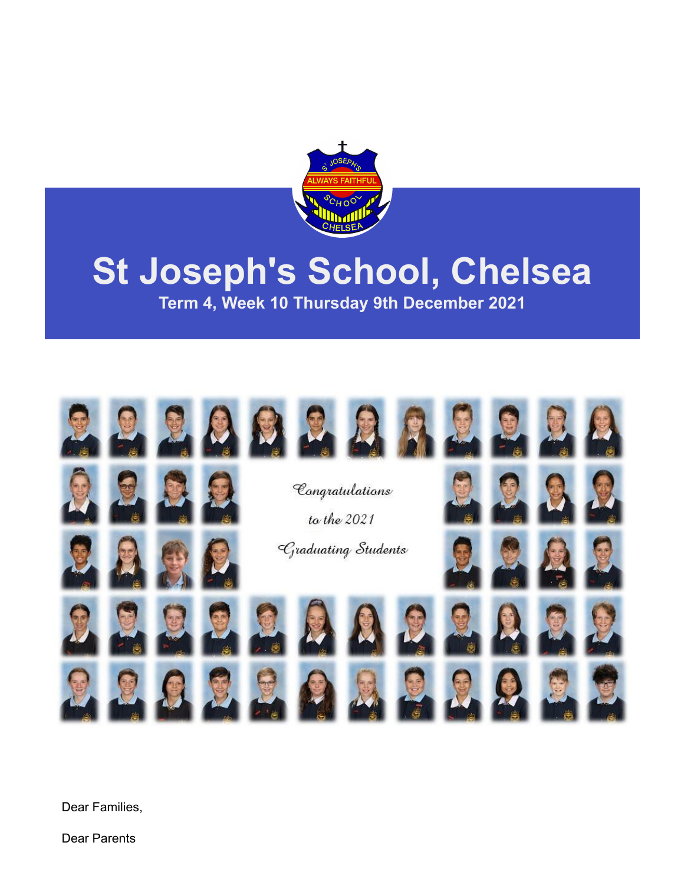# St Joseph's School, Chelsea

**Term 4, Week 10 Thursday 9th December 2021**

*Congratulations*

*to the 2021*

*Graduating Students*

Dear Families,

Dear Parents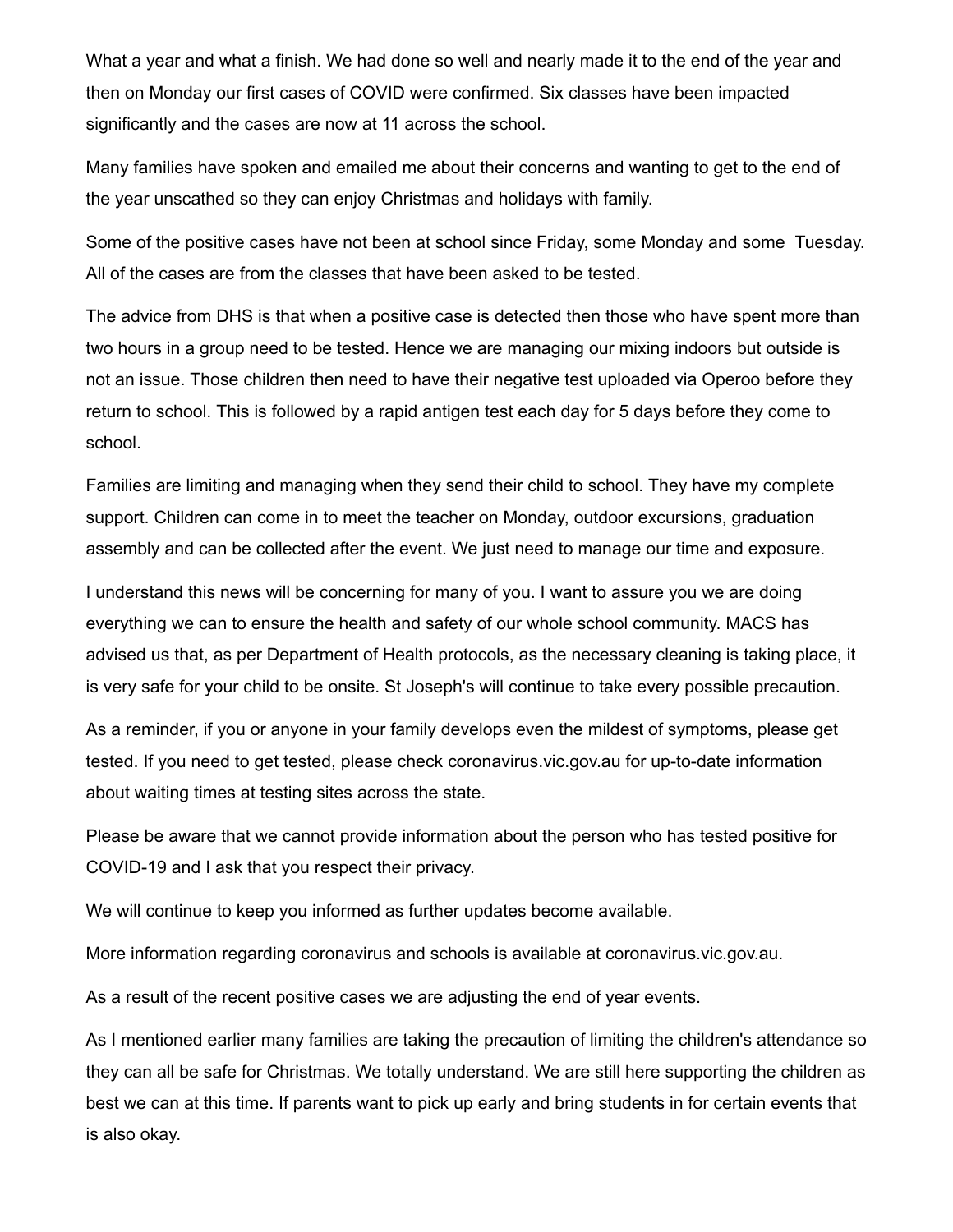What a year and what a finish. We had done so well and nearly made it to the end of the year and then on Monday our first cases of COVID were confirmed. Six classes have been impacted significantly and the cases are now at 11 across the school.

Many families have spoken and emailed me about their concerns and wanting to get to the end of the year unscathed so they can enjoy Christmas and holidays with family.

Some of the positive cases have not been at school since Friday, some Monday and some Tuesday. All of the cases are from the classes that have been asked to be tested.

The advice from DHS is that when a positive case is detected then those who have spent more than two hours in a group need to be tested. Hence we are managing our mixing indoors but outside is not an issue. Those children then need to have their negative test uploaded via Operoo before they return to school. This is followed by a rapid antigen test each day for 5 days before they come to school.

Families are limiting and managing when they send their child to school. They have my complete support. Children can come in to meet the teacher on Monday, outdoor excursions, graduation assembly and can be collected after the event. We just need to manage our time and exposure.

I understand this news will be concerning for many of you. I want to assure you we are doing everything we can to ensure the health and safety of our whole school community. MACS has advised us that, as per Department of Health protocols, as the necessary cleaning is taking place, it is very safe for your child to be onsite. St Joseph's will continue to take every possible precaution.

As a reminder, if you or anyone in your family develops even the mildest of symptoms, please get tested. If you need to get tested, please check coronavirus.vic.gov.au for up-to-date information about waiting times at testing sites across the state.

Please be aware that we cannot provide information about the person who has tested positive for COVID-19 and I ask that you respect their privacy.

We will continue to keep you informed as further updates become available.

More information regarding coronavirus and schools is available at coronavirus.vic.gov.au.

As a result of the recent positive cases we are adjusting the end of year events.

As I mentioned earlier many families are taking the precaution of limiting the children's attendance so they can all be safe for Christmas. We totally understand. We are still here supporting the children as best we can at this time. If parents want to pick up early and bring students in for certain events that is also okay.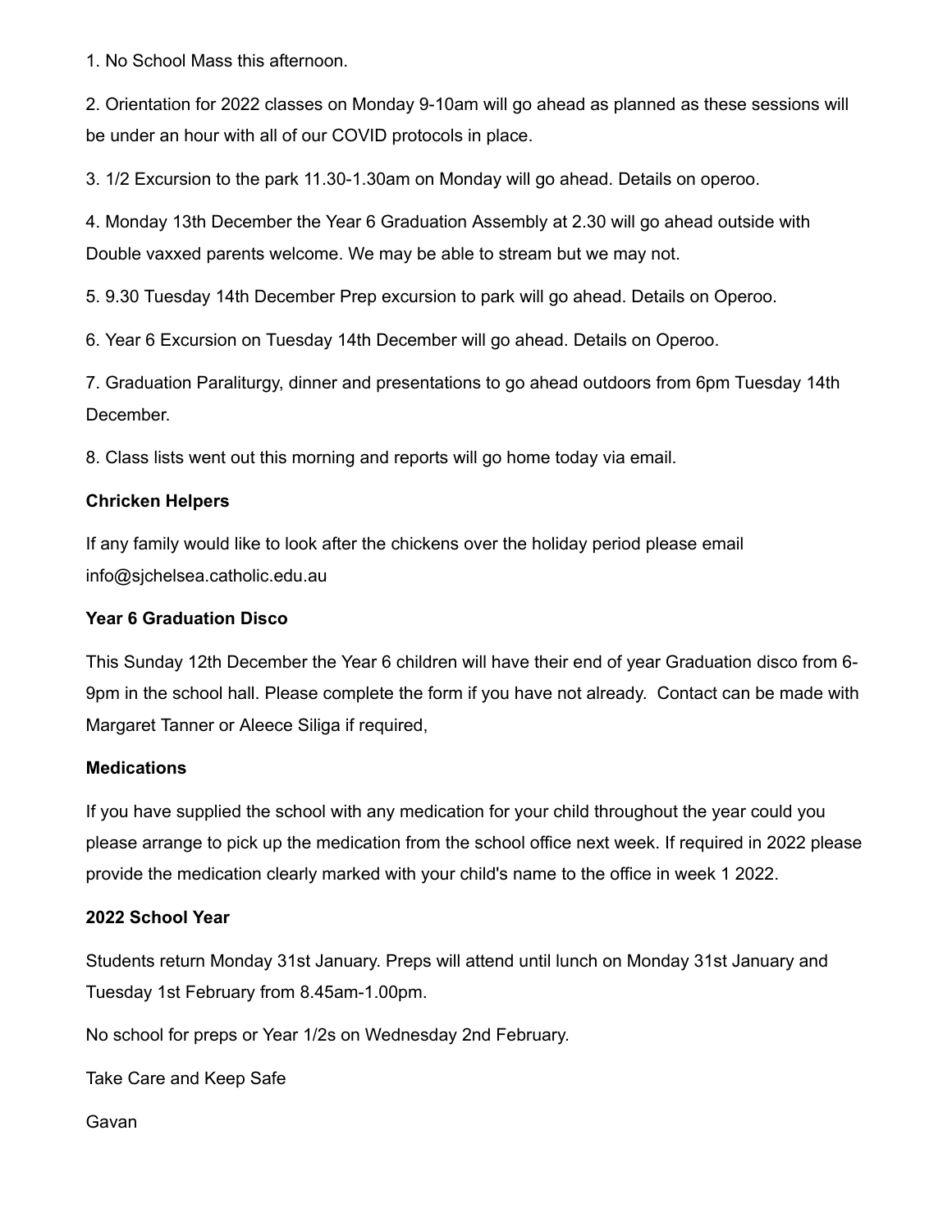1. No School Mass this afternoon.

2. Orientation for 2022 classes on Monday 9-10am will go ahead as planned as these sessions will be under an hour with all of our COVID protocols in place.

3. 1/2 Excursion to the park 11.30-1.30am on Monday will go ahead. Details on operoo.

4. Monday 13th December the Year 6 Graduation Assembly at 2.30 will go ahead outside with Double vaxxed parents welcome. We may be able to stream but we may not.

5. 9.30 Tuesday 14th December Prep excursion to park will go ahead. Details on Operoo.

6. Year 6 Excursion on Tuesday 14th December will go ahead. Details on Operoo.

7. Graduation Paraliturgy, dinner and presentations to go ahead outdoors from 6pm Tuesday 14th December.

8. Class lists went out this morning and reports will go home today via email.

**Chricken Helpers**

If any family would like to look after the chickens over the holiday period please email info@sjchelsea.catholic.edu.au

**Year 6 Graduation Disco**

This Sunday 12th December the Year 6 children will have their end of year Graduation disco from 6-9pm in the school hall. Please complete the form if you have not already. Contact can be made with Margaret Tanner or Aleece Siliga if required,

**Medications**

If you have supplied the school with any medication for your child throughout the year could you please arrange to pick up the medication from the school office next week. If required in 2022 please provide the medication clearly marked with your child's name to the office in week 1 2022.

**2022 School Year**

Students return Monday 31st January. Preps will attend until lunch on Monday 31st January and Tuesday 1st February from 8.45am-1.00pm.

No school for preps or Year 1/2s on Wednesday 2nd February.

Take Care and Keep Safe

Gavan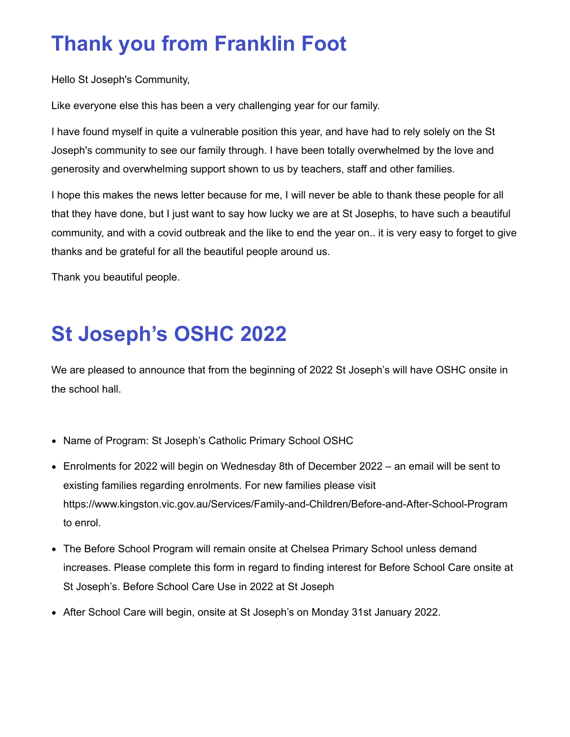# Thank you from Franklin Foot

Hello St Joseph's Community,

Like everyone else this has been a very challenging year for our family.

I have found myself in quite a vulnerable position this year, and have had to rely solely on the St Joseph's community to see our family through. I have been totally overwhelmed by the love and generosity and overwhelming support shown to us by teachers, staff and other families.

I hope this makes the news letter because for me, I will never be able to thank these people for all that they have done, but I just want to say how lucky we are at St Josephs, to have such a beautiful community, and with a covid outbreak and the like to end the year on.. it is very easy to forget to give thanks and be grateful for all the beautiful people around us.

Thank you beautiful people.

# St Joseph's OSHC 2022

We are pleased to announce that from the beginning of 2022 St Joseph's will have OSHC onsite in the school hall.

- Name of Program: St Joseph's Catholic Primary School OSHC
- Enrolments for 2022 will begin on Wednesday 8th of December 2022 – an email will be sent to existing families regarding enrolments. For new families please visit https://www.kingston.vic.gov.au/Services/Family-and-Children/Before-and-After-School-Program to enrol.
- The Before School Program will remain onsite at Chelsea Primary School unless demand increases. Please complete this form in regard to finding interest for Before School Care onsite at St Joseph's. Before School Care Use in 2022 at St Joseph
- After School Care will begin, onsite at St Joseph's on Monday 31st January 2022.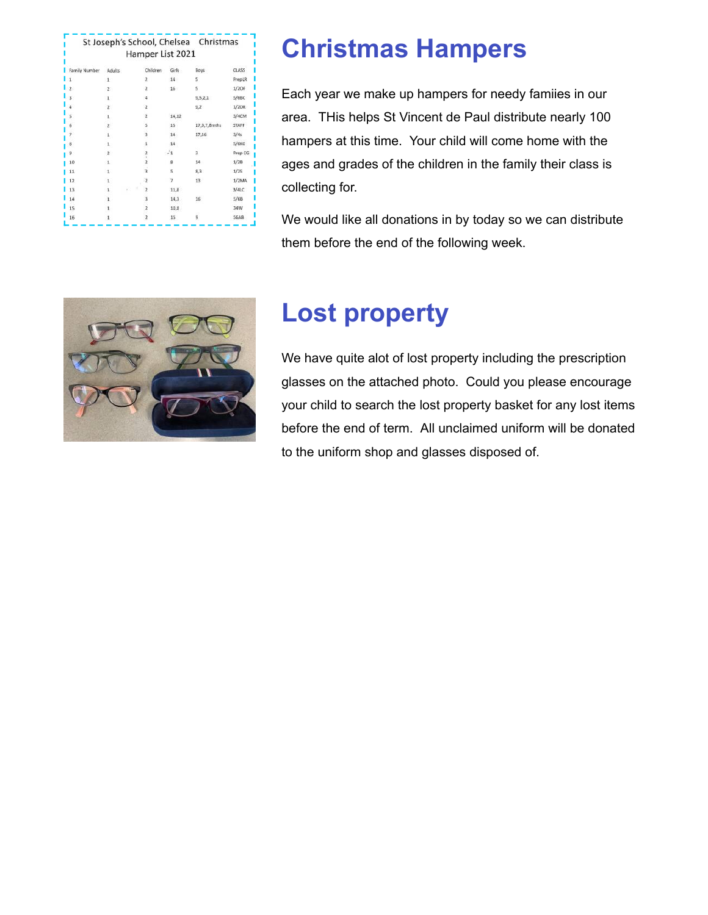St Joseph's School, Chelsea Christmas Hamper List 2021

| Family Number | Adults | Children | Girls | Boys | CLASS |
|---|---|---|---|---|---|
| 1 | 1 | 2 | 14 | 5 | PrepLR |
| 2 | 2 | 2 | 16 | 5 | 1/2OF |
| 3 | 1 | 4 | | 5,5,2,1 | 5/6BC |
| 4 | 2 | 2 | | 5,2 | 1/2DR |
| 5 | 1 | 2 | 14,12 | | 3/4CM |
| 6 | 2 | 5 | 15 | 17,9,7,8mths | STAFF |
| 7 | 1 | 3 | 14 | 17,16 | 3/4s |
| 8 | 1 | 1 | 14 | | 5/6KG |
| 9 | 2 | 2 | 1 | 3 | Prep CG |
| 10 | 1 | 2 | 8 | 14 | 1/2B |
| 11 | 1 | 3 | 5 | 8,3 | 1/2S |
| 12 | 1 | 2 | 7 | 13 | 1/2MA |
| 13 | 1 | 2 | 11,8 | | 3/4LC |
| 14 | 1 | 3 | 14,3 | 16 | 5/6B |
| 15 | 1 | 2 | 10,8 | | 34W |
| 16 | 1 | 2 | 15 | 9 | 56AB |

# Christmas Hampers

Each year we make up hampers for needy famiies in our area. THis helps St Vincent de Paul distribute nearly 100 hampers at this time. Your child will come home with the ages and grades of the children in the family their class is collecting for.

We would like all donations in by today so we can distribute them before the end of the following week.

# Lost property

We have quite alot of lost property including the prescription glasses on the attached photo. Could you please encourage your child to search the lost property basket for any lost items before the end of term. All unclaimed uniform will be donated to the uniform shop and glasses disposed of.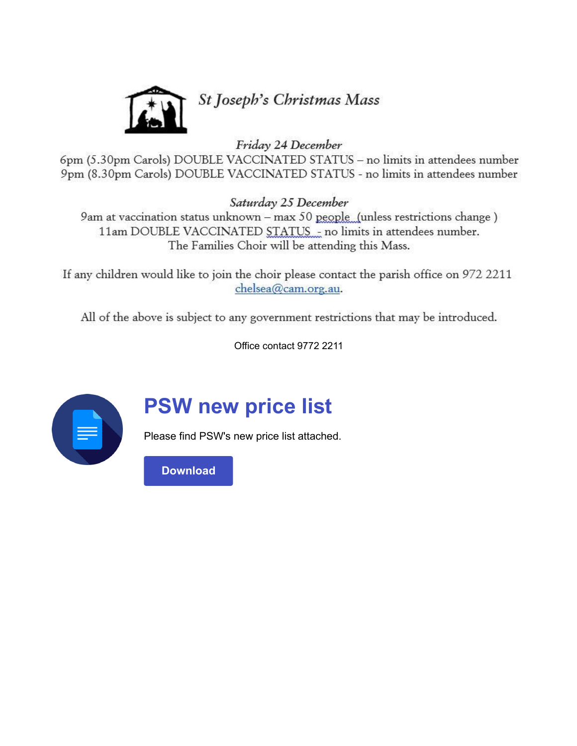## *St Joseph's Christmas Mass*

*Friday 24 December*

6pm (5.30pm Carols) DOUBLE VACCINATED STATUS – no limits in attendees number
9pm (8.30pm Carols) DOUBLE VACCINATED STATUS - no limits in attendees number

*Saturday 25 December*

9am at vaccination status unknown – max 50 people (unless restrictions change )
11am DOUBLE VACCINATED STATUS - no limits in attendees number.
The Families Choir will be attending this Mass.

If any children would like to join the choir please contact the parish office on 972 2211 chelsea@cam.org.au.

All of the above is subject to any government restrictions that may be introduced.

Office contact 9772 2211

## PSW new price list

Please find PSW's new price list attached.

Download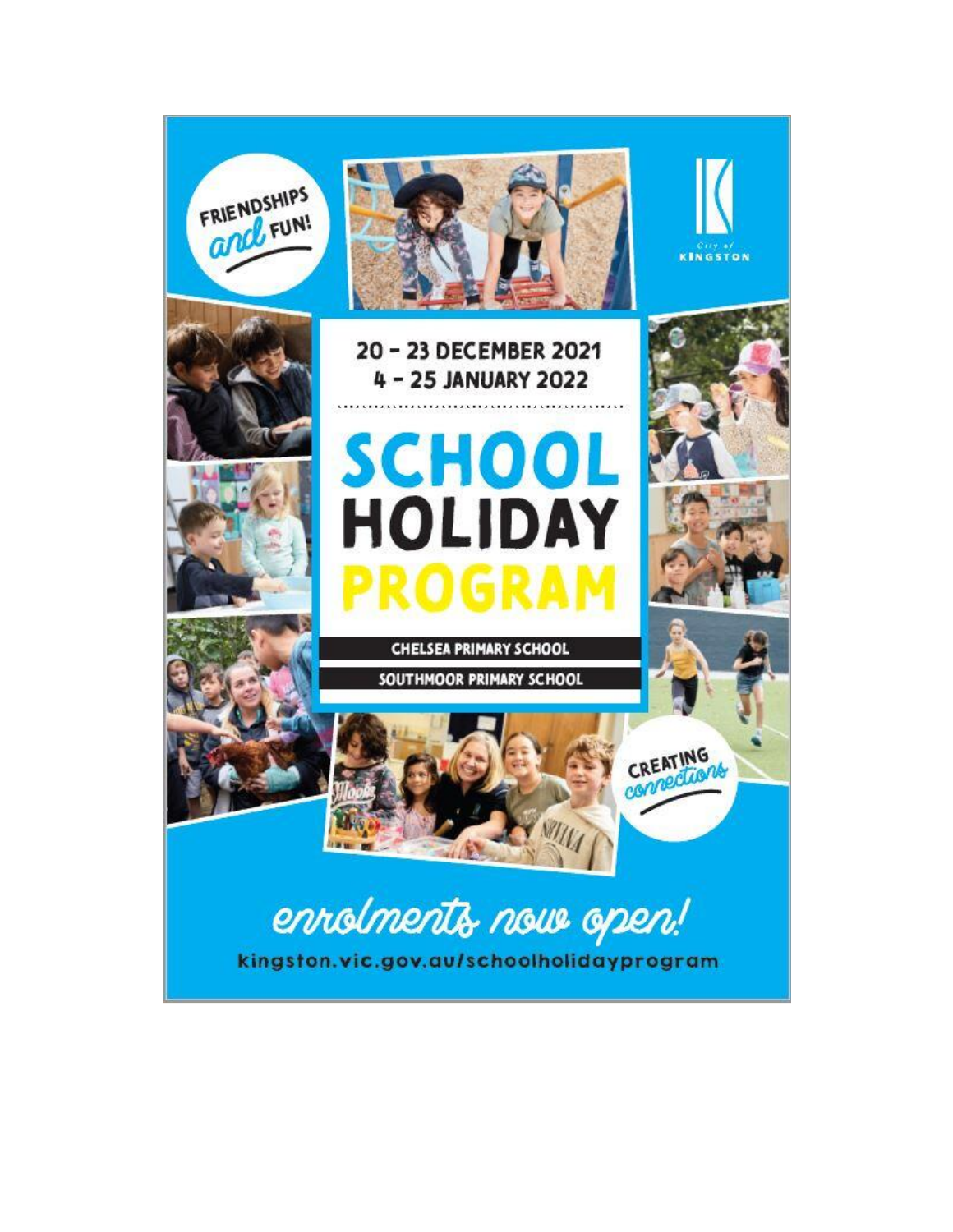FRIENDSHIPS *and* FUN!

City of KINGSTON

20 – 23 DECEMBER 2021
4 – 25 JANUARY 2022

# SCHOOL HOLIDAY PROGRAM

**CHELSEA PRIMARY SCHOOL**

**SOUTHMOOR PRIMARY SCHOOL**

CREATING *connections*

*enrolments now open!*

kingston.vic.gov.au/schoolholidayprogram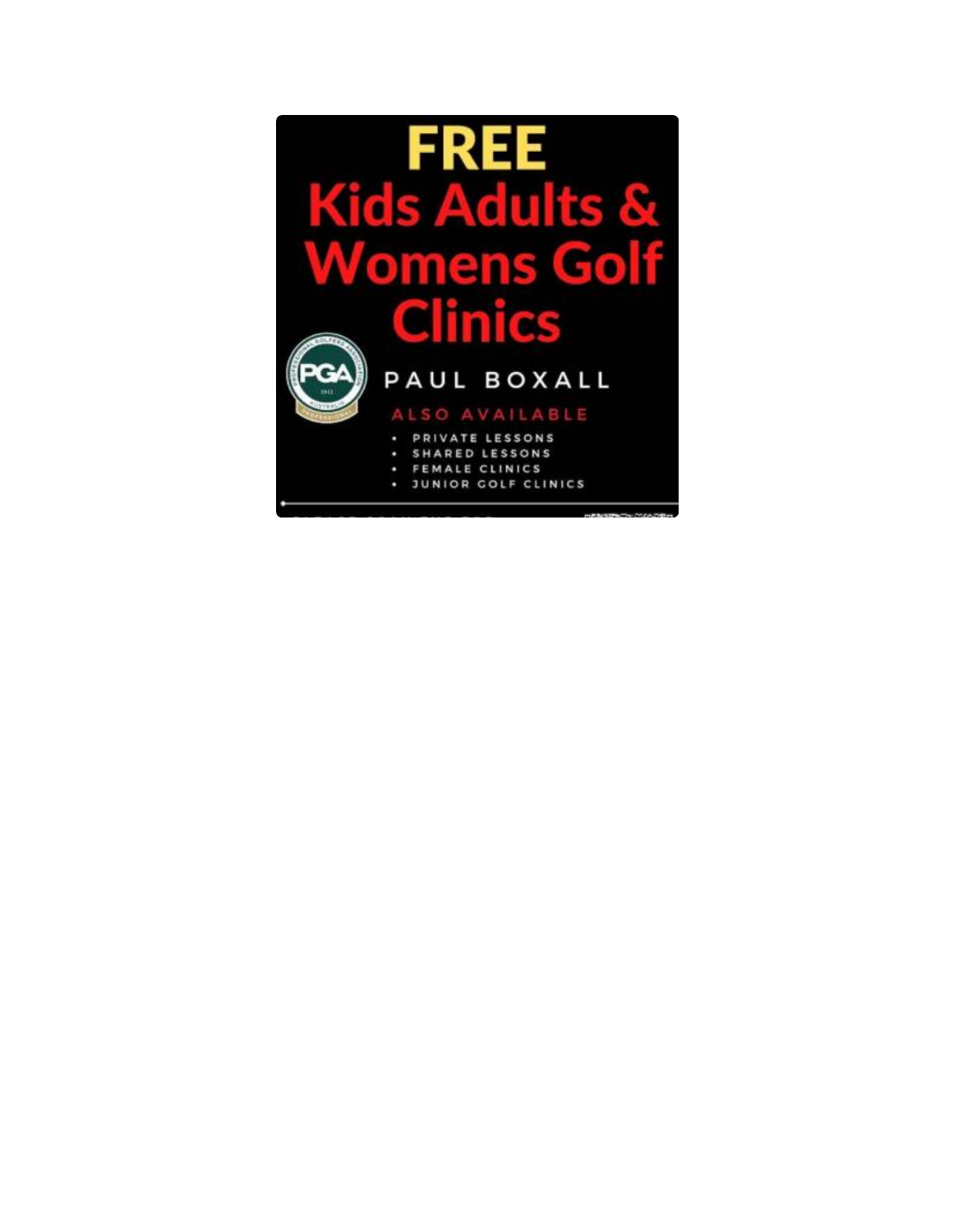# FREE

# Kids Adults & Womens Golf Clinics

PAUL BOXALL

ALSO AVAILABLE

- PRIVATE LESSONS
- SHARED LESSONS
- FEMALE CLINICS
- JUNIOR GOLF CLINICS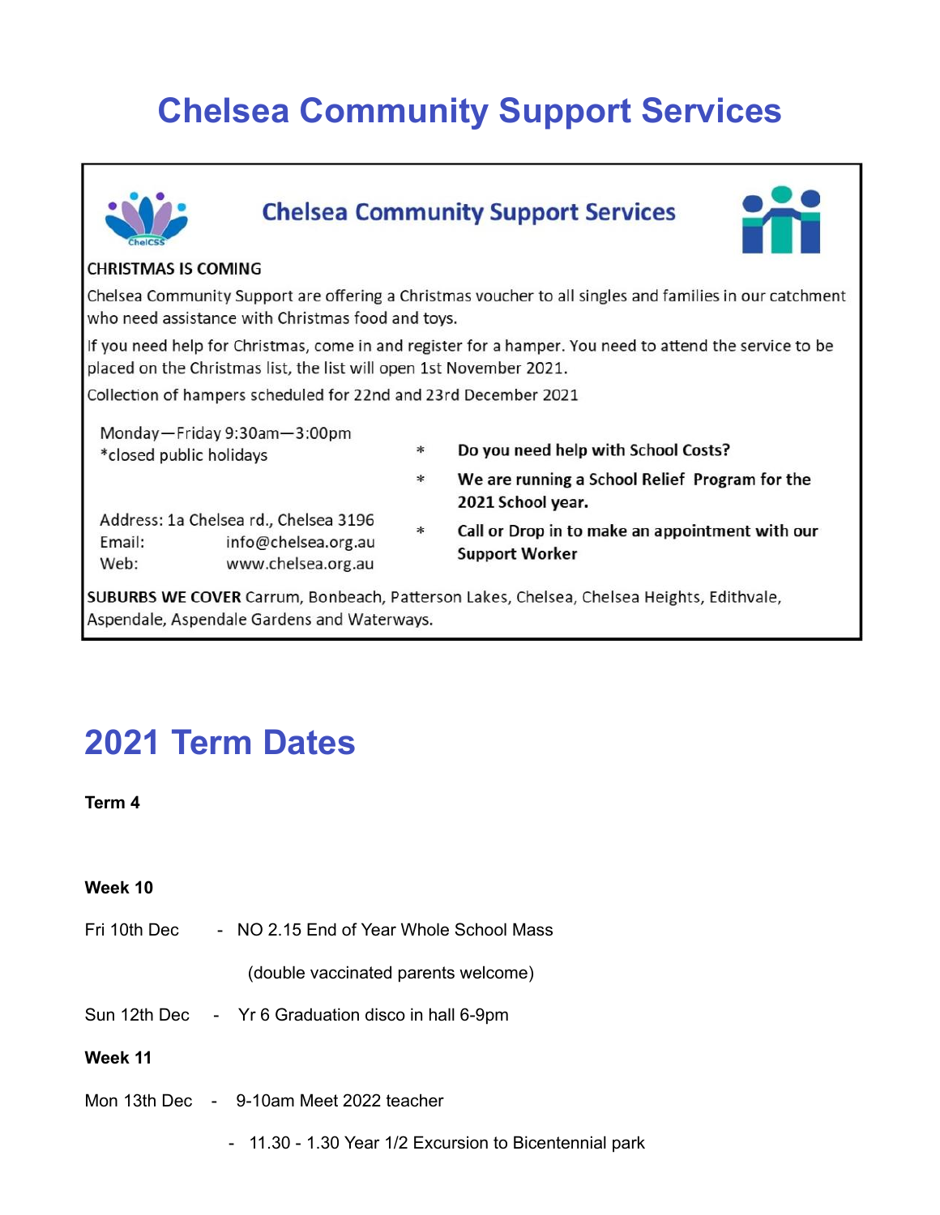# Chelsea Community Support Services

## Chelsea Community Support Services

**CHRISTMAS IS COMING**

Chelsea Community Support are offering a Christmas voucher to all singles and families in our catchment who need assistance with Christmas food and toys.

If you need help for Christmas, come in and register for a hamper. You need to attend the service to be placed on the Christmas list, the list will open 1st November 2021.

Collection of hampers scheduled for 22nd and 23rd December 2021

Monday—Friday 9:30am—3:00pm
*closed public holidays

Address: 1a Chelsea rd., Chelsea 3196
Email: info@chelsea.org.au
Web: www.chelsea.org.au

- **Do you need help with School Costs?**
- **We are running a School Relief Program for the 2021 School year.**
- **Call or Drop in to make an appointment with our Support Worker**

**SUBURBS WE COVER** Carrum, Bonbeach, Patterson Lakes, Chelsea, Chelsea Heights, Edithvale, Aspendale, Aspendale Gardens and Waterways.

# 2021 Term Dates

**Term 4**

**Week 10**

Fri 10th Dec - NO 2.15 End of Year Whole School Mass

(double vaccinated parents welcome)

Sun 12th Dec - Yr 6 Graduation disco in hall 6-9pm

**Week 11**

Mon 13th Dec - 9-10am Meet 2022 teacher

- 11.30 - 1.30 Year 1/2 Excursion to Bicentennial park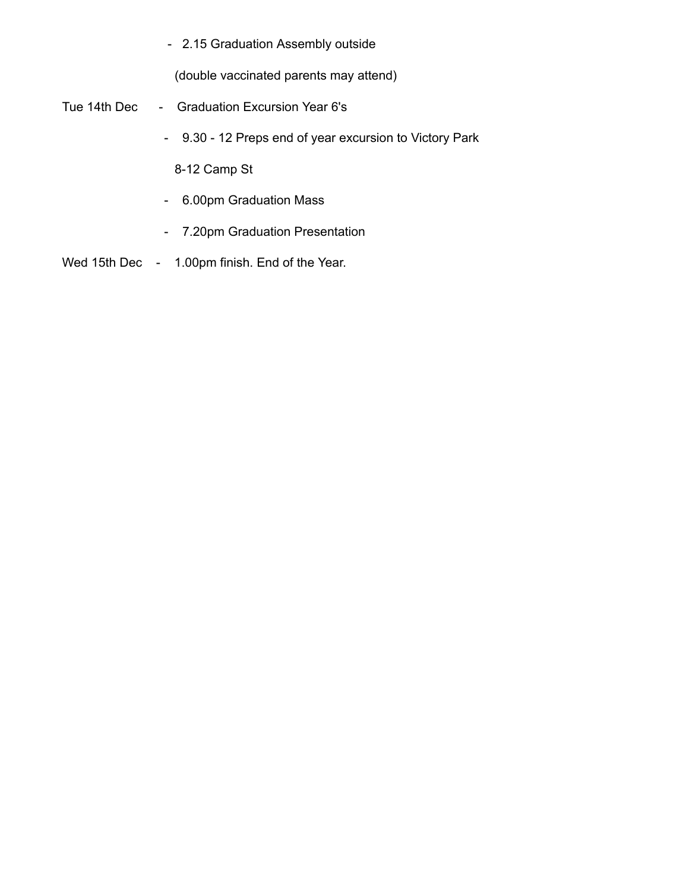- 2.15 Graduation Assembly outside

  (double vaccinated parents may attend)

Tue 14th Dec - Graduation Excursion Year 6's

- 9.30 - 12 Preps end of year excursion to Victory Park

  8-12 Camp St

- 6.00pm Graduation Mass
- 7.20pm Graduation Presentation

Wed 15th Dec - 1.00pm finish. End of the Year.